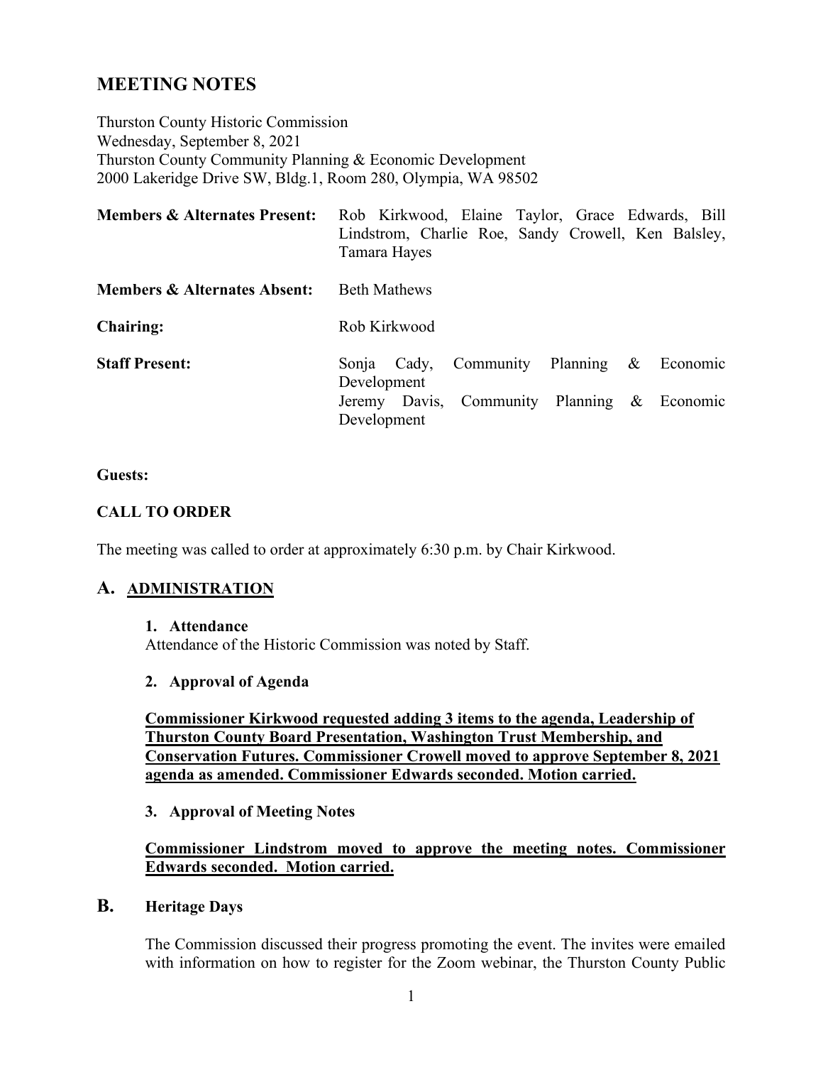# MEETING NOTES

Thurston County Historic Commission
Wednesday, September 8, 2021
Thurston County Community Planning & Economic Development
2000 Lakeridge Drive SW, Bldg.1, Room 280, Olympia, WA 98502

| | |
|---|---|
| **Members & Alternates Present:** | Rob Kirkwood, Elaine Taylor, Grace Edwards, Bill Lindstrom, Charlie Roe, Sandy Crowell, Ken Balsley, Tamara Hayes |
| **Members & Alternates Absent:** | Beth Mathews |
| **Chairing:** | Rob Kirkwood |
| **Staff Present:** | Sonja Cady, Community Planning & Economic Development<br>Jeremy Davis, Community Planning & Economic Development |

**Guests:**

**CALL TO ORDER**

The meeting was called to order at approximately 6:30 p.m. by Chair Kirkwood.

## A. ADMINISTRATION

**1. Attendance**

Attendance of the Historic Commission was noted by Staff.

**2. Approval of Agenda**

**Commissioner Kirkwood requested adding 3 items to the agenda, Leadership of Thurston County Board Presentation, Washington Trust Membership, and Conservation Futures. Commissioner Crowell moved to approve September 8, 2021 agenda as amended. Commissioner Edwards seconded. Motion carried.**

**3. Approval of Meeting Notes**

**Commissioner Lindstrom moved to approve the meeting notes. Commissioner Edwards seconded. Motion carried.**

## B. Heritage Days

The Commission discussed their progress promoting the event. The invites were emailed with information on how to register for the Zoom webinar, the Thurston County Public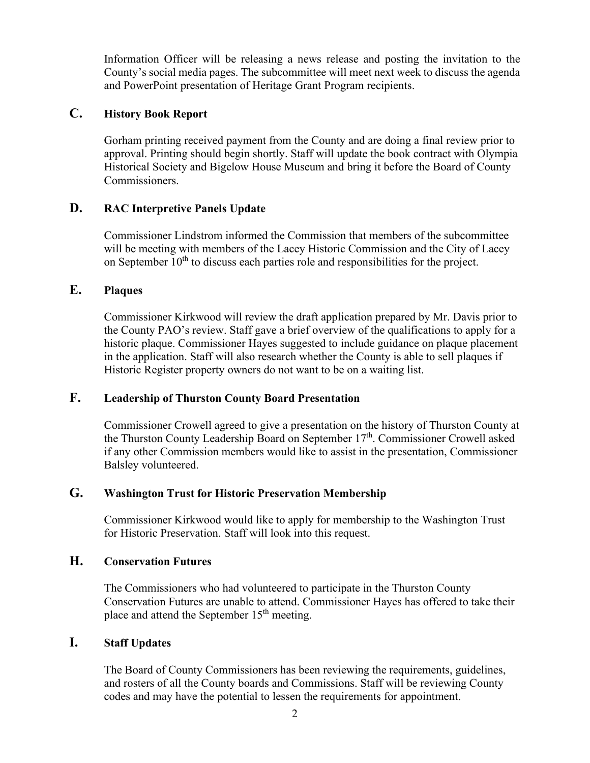Information Officer will be releasing a news release and posting the invitation to the County's social media pages. The subcommittee will meet next week to discuss the agenda and PowerPoint presentation of Heritage Grant Program recipients.

## C. History Book Report

Gorham printing received payment from the County and are doing a final review prior to approval. Printing should begin shortly. Staff will update the book contract with Olympia Historical Society and Bigelow House Museum and bring it before the Board of County Commissioners.

## D. RAC Interpretive Panels Update

Commissioner Lindstrom informed the Commission that members of the subcommittee will be meeting with members of the Lacey Historic Commission and the City of Lacey on September 10th to discuss each parties role and responsibilities for the project.

## E. Plaques

Commissioner Kirkwood will review the draft application prepared by Mr. Davis prior to the County PAO's review. Staff gave a brief overview of the qualifications to apply for a historic plaque. Commissioner Hayes suggested to include guidance on plaque placement in the application. Staff will also research whether the County is able to sell plaques if Historic Register property owners do not want to be on a waiting list.

## F. Leadership of Thurston County Board Presentation

Commissioner Crowell agreed to give a presentation on the history of Thurston County at the Thurston County Leadership Board on September 17th. Commissioner Crowell asked if any other Commission members would like to assist in the presentation, Commissioner Balsley volunteered.

## G. Washington Trust for Historic Preservation Membership

Commissioner Kirkwood would like to apply for membership to the Washington Trust for Historic Preservation. Staff will look into this request.

## H. Conservation Futures

The Commissioners who had volunteered to participate in the Thurston County Conservation Futures are unable to attend. Commissioner Hayes has offered to take their place and attend the September 15th meeting.

## I. Staff Updates

The Board of County Commissioners has been reviewing the requirements, guidelines, and rosters of all the County boards and Commissions. Staff will be reviewing County codes and may have the potential to lessen the requirements for appointment.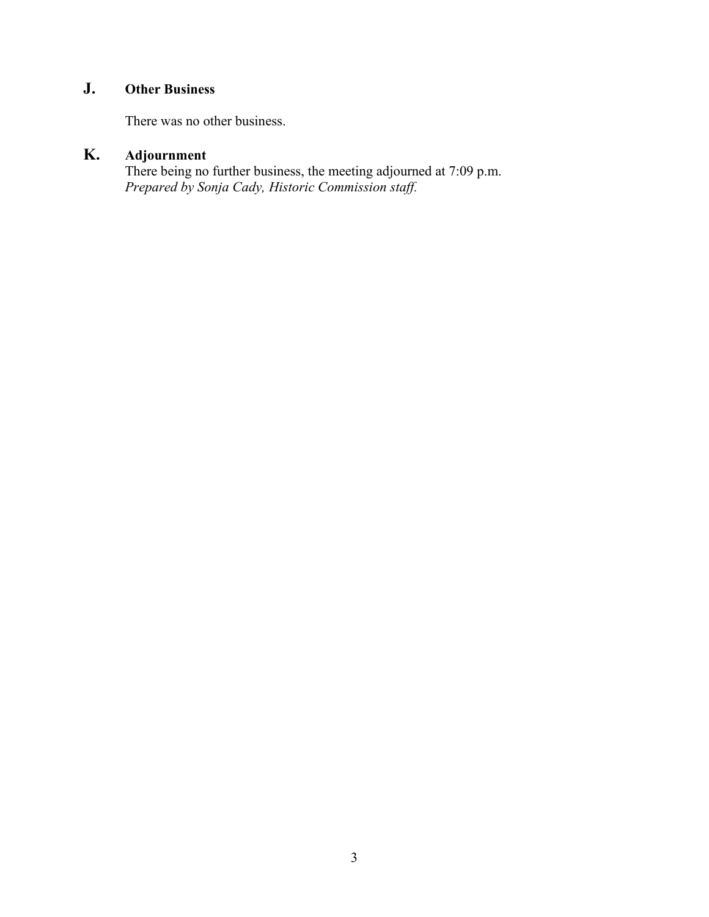## J. Other Business

There was no other business.

## K. Adjournment

There being no further business, the meeting adjourned at 7:09 p.m.
*Prepared by Sonja Cady, Historic Commission staff.*